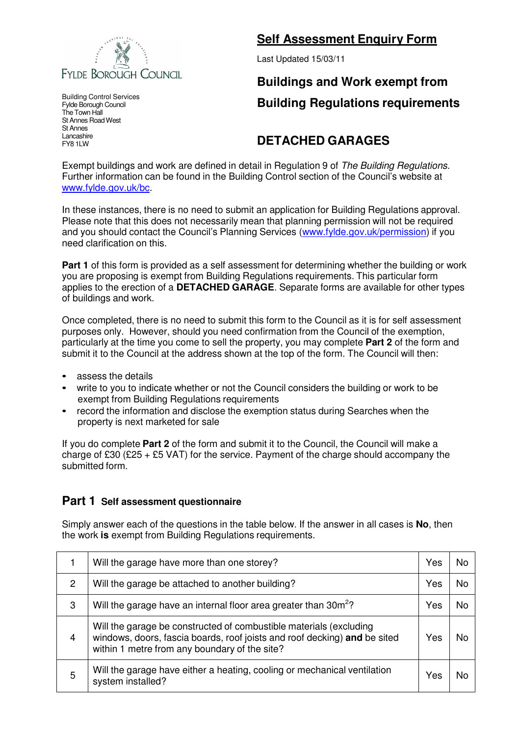FYLDE BOROUGH COUNCIL

Building Control Services
Fylde Borough Council
The Town Hall
St Annes Road West
St Annes
Lancashire
FY8 1LW

# Self Assessment Enquiry Form

Last Updated 15/03/11

## Buildings and Work exempt from Building Regulations requirements

## DETACHED GARAGES

Exempt buildings and work are defined in detail in Regulation 9 of *The Building Regulations*. Further information can be found in the Building Control section of the Council's website at www.fylde.gov.uk/bc.

In these instances, there is no need to submit an application for Building Regulations approval. Please note that this does not necessarily mean that planning permission will not be required and you should contact the Council's Planning Services (www.fylde.gov.uk/permission) if you need clarification on this.

**Part 1** of this form is provided as a self assessment for determining whether the building or work you are proposing is exempt from Building Regulations requirements. This particular form applies to the erection of a **DETACHED GARAGE**. Separate forms are available for other types of buildings and work.

Once completed, there is no need to submit this form to the Council as it is for self assessment purposes only. However, should you need confirmation from the Council of the exemption, particularly at the time you come to sell the property, you may complete **Part 2** of the form and submit it to the Council at the address shown at the top of the form. The Council will then:

- assess the details
- write to you to indicate whether or not the Council considers the building or work to be exempt from Building Regulations requirements
- record the information and disclose the exemption status during Searches when the property is next marketed for sale

If you do complete **Part 2** of the form and submit it to the Council, the Council will make a charge of £30 (£25 + £5 VAT) for the service. Payment of the charge should accompany the submitted form.

## Part 1 Self assessment questionnaire

Simply answer each of the questions in the table below. If the answer in all cases is **No**, then the work **is** exempt from Building Regulations requirements.

| | | | |
|---|---|---|---|
| 1 | Will the garage have more than one storey? | Yes | No |
| 2 | Will the garage be attached to another building? | Yes | No |
| 3 | Will the garage have an internal floor area greater than $30m^2$? | Yes | No |
| 4 | Will the garage be constructed of combustible materials (excluding windows, doors, fascia boards, roof joists and roof decking) **and** be sited within 1 metre from any boundary of the site? | Yes | No |
| 5 | Will the garage have either a heating, cooling or mechanical ventilation system installed? | Yes | No |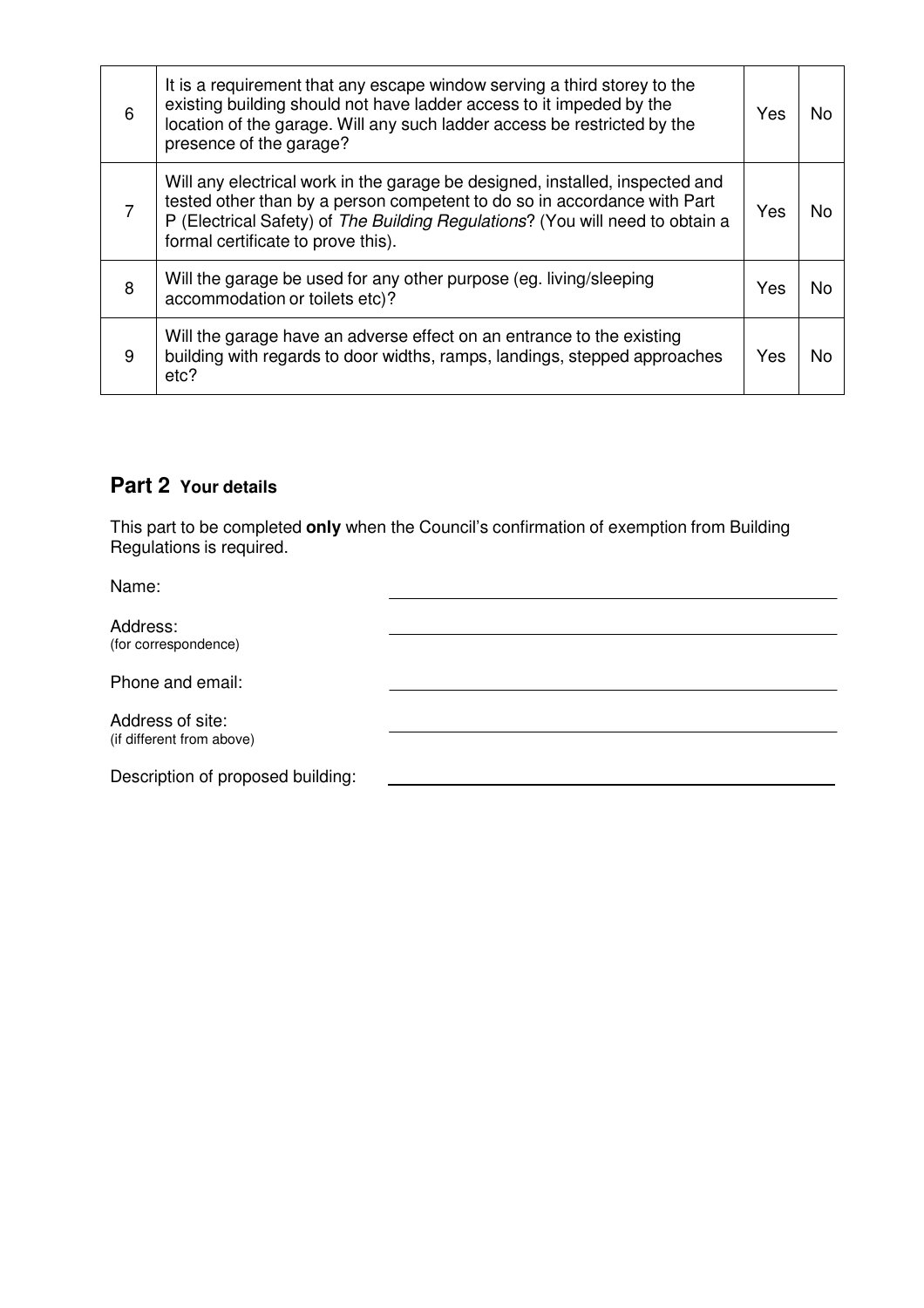| | | | |
|---|---|---|---|
| 6 | It is a requirement that any escape window serving a third storey to the existing building should not have ladder access to it impeded by the location of the garage. Will any such ladder access be restricted by the presence of the garage? | Yes | No |
| 7 | Will any electrical work in the garage be designed, installed, inspected and tested other than by a person competent to do so in accordance with Part P (Electrical Safety) of *The Building Regulations*? (You will need to obtain a formal certificate to prove this). | Yes | No |
| 8 | Will the garage be used for any other purpose (eg. living/sleeping accommodation or toilets etc)? | Yes | No |
| 9 | Will the garage have an adverse effect on an entrance to the existing building with regards to door widths, ramps, landings, stepped approaches etc? | Yes | No |

## Part 2 Your details

This part to be completed **only** when the Council's confirmation of exemption from Building Regulations is required.

Name: \_\_\_\_\_\_\_\_\_\_\_\_\_\_\_\_\_\_\_\_\_\_\_\_\_\_\_\_\_\_

Address:
(for correspondence) \_\_\_\_\_\_\_\_\_\_\_\_\_\_\_\_\_\_\_\_\_\_\_\_\_\_\_\_\_\_

Phone and email: \_\_\_\_\_\_\_\_\_\_\_\_\_\_\_\_\_\_\_\_\_\_\_\_\_\_\_\_\_\_

Address of site:
(if different from above) \_\_\_\_\_\_\_\_\_\_\_\_\_\_\_\_\_\_\_\_\_\_\_\_\_\_\_\_\_\_

Description of proposed building: \_\_\_\_\_\_\_\_\_\_\_\_\_\_\_\_\_\_\_\_\_\_\_\_\_\_\_\_\_\_